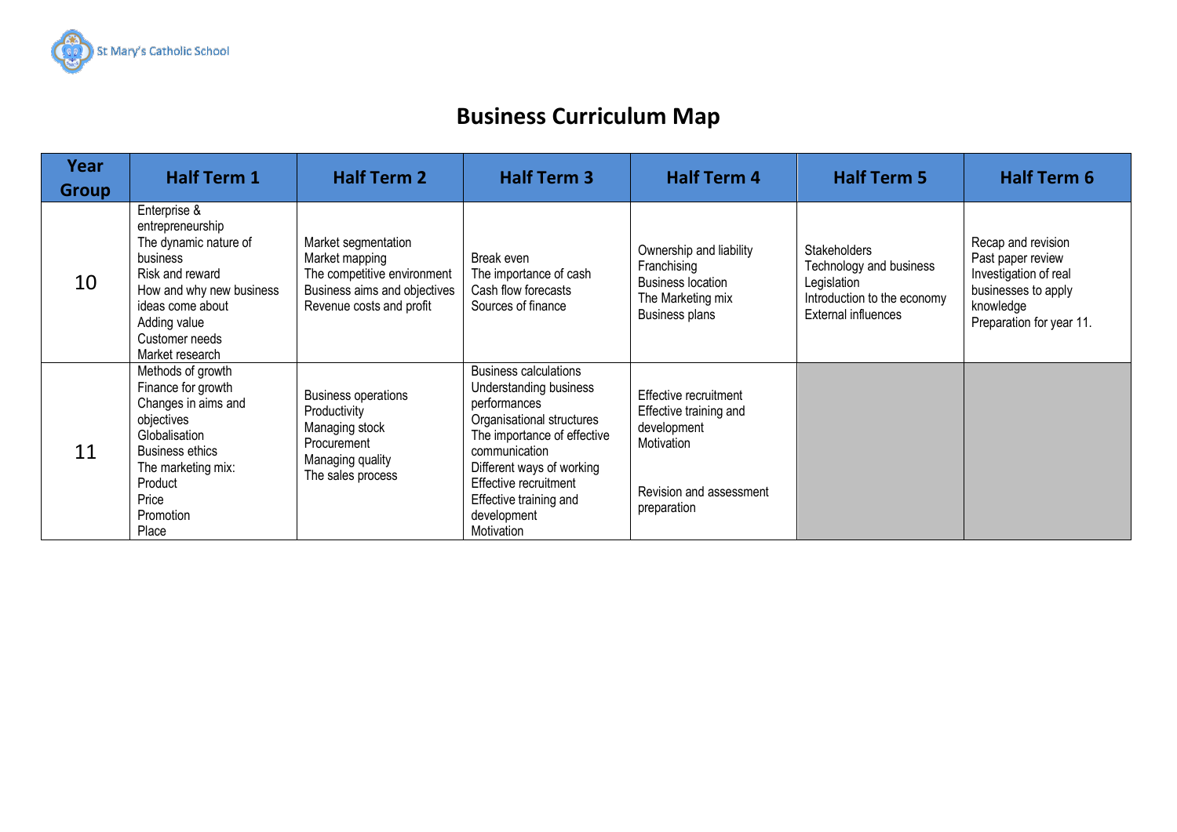St Mary's Catholic School

# Business Curriculum Map

| Year Group | Half Term 1 | Half Term 2 | Half Term 3 | Half Term 4 | Half Term 5 | Half Term 6 |
|---|---|---|---|---|---|---|
| 10 | Enterprise & entrepreneurship<br>The dynamic nature of business<br>Risk and reward<br>How and why new business ideas come about<br>Adding value<br>Customer needs<br>Market research | Market segmentation<br>Market mapping<br>The competitive environment<br>Business aims and objectives<br>Revenue costs and profit | Break even<br>The importance of cash<br>Cash flow forecasts<br>Sources of finance | Ownership and liability<br>Franchising<br>Business location<br>The Marketing mix<br>Business plans | Stakeholders<br>Technology and business<br>Legislation<br>Introduction to the economy<br>External influences | Recap and revision<br>Past paper review<br>Investigation of real businesses to apply knowledge<br>Preparation for year 11. |
| 11 | Methods of growth<br>Finance for growth<br>Changes in aims and objectives<br>Globalisation<br>Business ethics<br>The marketing mix:<br>Product<br>Price<br>Promotion<br>Place | Business operations<br>Productivity<br>Managing stock<br>Procurement<br>Managing quality<br>The sales process | Business calculations<br>Understanding business performances<br>Organisational structures<br>The importance of effective communication<br>Different ways of working<br>Effective recruitment<br>Effective training and development<br>Motivation | Effective recruitment<br>Effective training and development<br>Motivation<br><br>Revision and assessment preparation | | |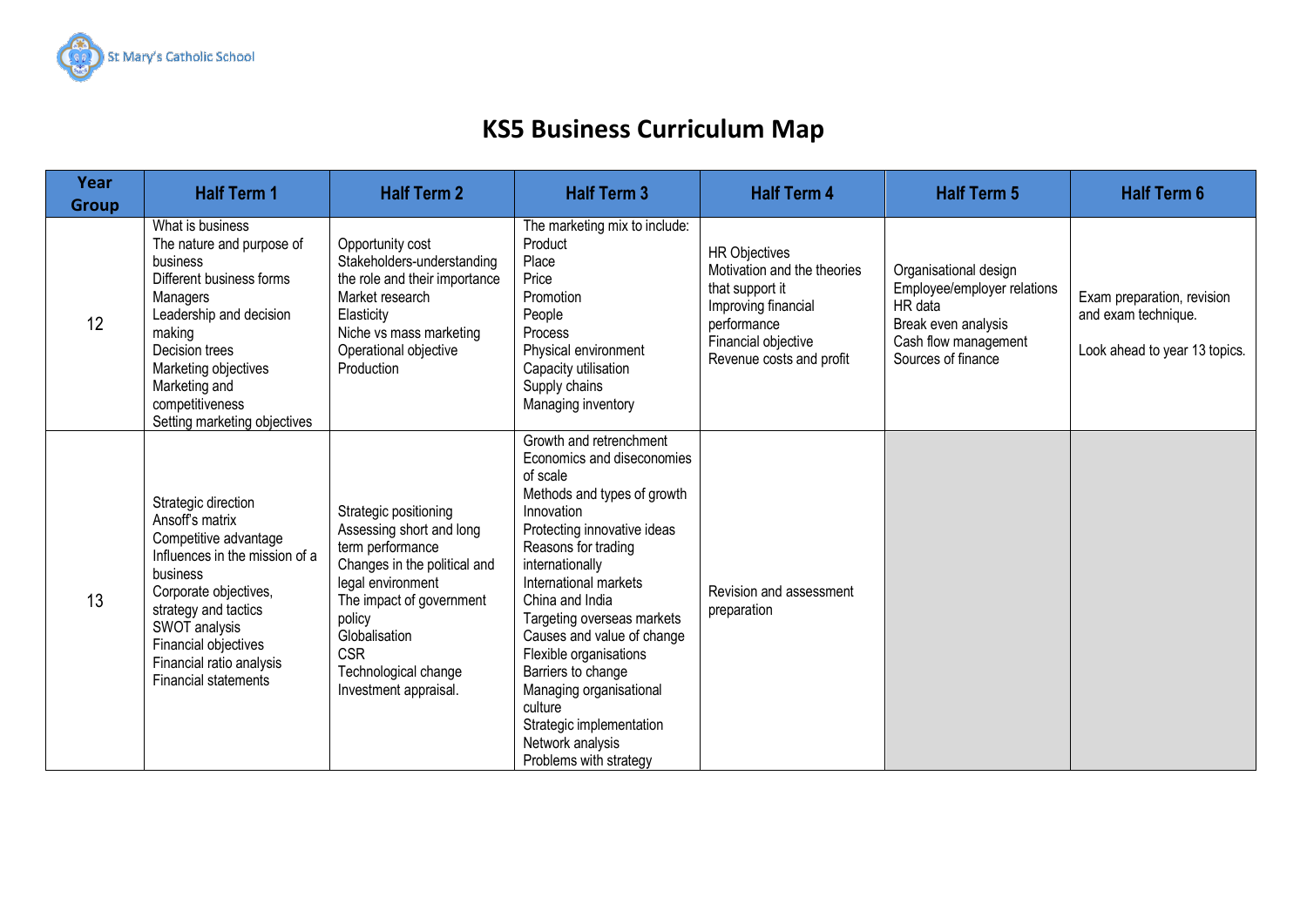St Mary's Catholic School

# KS5 Business Curriculum Map

| Year Group | Half Term 1 | Half Term 2 | Half Term 3 | Half Term 4 | Half Term 5 | Half Term 6 |
|---|---|---|---|---|---|---|
| 12 | What is business<br>The nature and purpose of business<br>Different business forms<br>Managers<br>Leadership and decision making<br>Decision trees<br>Marketing objectives<br>Marketing and competitiveness<br>Setting marketing objectives | Opportunity cost<br>Stakeholders-understanding the role and their importance<br>Market research<br>Elasticity<br>Niche vs mass marketing<br>Operational objective<br>Production | The marketing mix to include:<br>Product<br>Place<br>Price<br>Promotion<br>People<br>Process<br>Physical environment<br>Capacity utilisation<br>Supply chains<br>Managing inventory | HR Objectives<br>Motivation and the theories that support it<br>Improving financial performance<br>Financial objective<br>Revenue costs and profit | Organisational design<br>Employee/employer relations<br>HR data<br>Break even analysis<br>Cash flow management<br>Sources of finance | Exam preparation, revision and exam technique.<br><br>Look ahead to year 13 topics. |
| 13 | Strategic direction<br>Ansoff's matrix<br>Competitive advantage<br>Influences in the mission of a business<br>Corporate objectives, strategy and tactics<br>SWOT analysis<br>Financial objectives<br>Financial ratio analysis<br>Financial statements | Strategic positioning<br>Assessing short and long term performance<br>Changes in the political and legal environment<br>The impact of government policy<br>Globalisation<br>CSR<br>Technological change<br>Investment appraisal. | Growth and retrenchment<br>Economics and diseconomies of scale<br>Methods and types of growth<br>Innovation<br>Protecting innovative ideas<br>Reasons for trading internationally<br>International markets<br>China and India<br>Targeting overseas markets<br>Causes and value of change<br>Flexible organisations<br>Barriers to change<br>Managing organisational culture<br>Strategic implementation<br>Network analysis<br>Problems with strategy | Revision and assessment preparation | | |